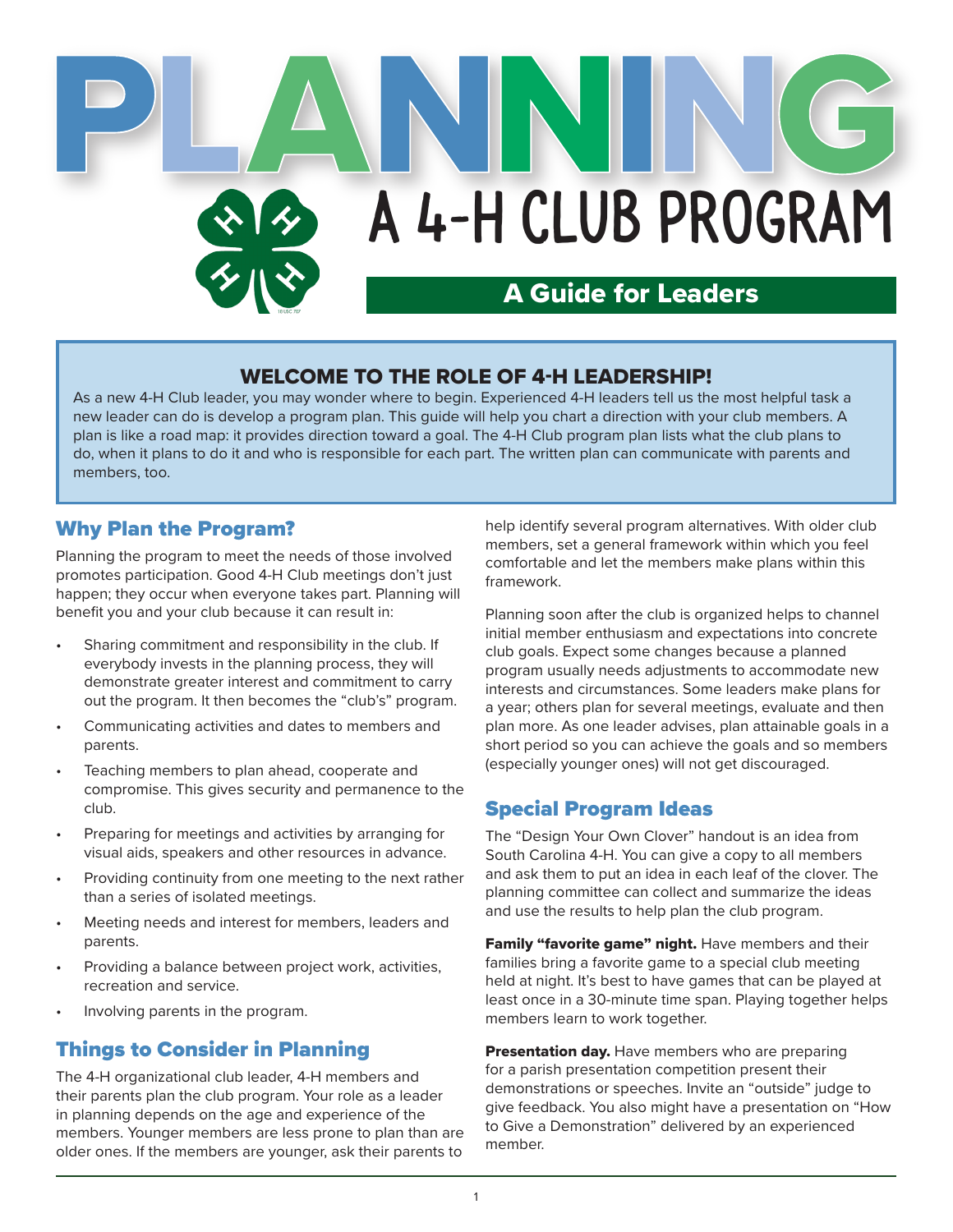# PLANNING A 4-H CLUB PROGRAM

## A Guide for Leaders

### WELCOME TO THE ROLE OF 4-H LEADERSHIP!

As a new 4-H Club leader, you may wonder where to begin. Experienced 4-H leaders tell us the most helpful task a new leader can do is develop a program plan. This guide will help you chart a direction with your club members. A plan is like a road map: it provides direction toward a goal. The 4-H Club program plan lists what the club plans to do, when it plans to do it and who is responsible for each part. The written plan can communicate with parents and members, too.

## Why Plan the Program?

Planning the program to meet the needs of those involved promotes participation. Good 4-H Club meetings don't just happen; they occur when everyone takes part. Planning will benefit you and your club because it can result in:

- Sharing commitment and responsibility in the club. If everybody invests in the planning process, they will demonstrate greater interest and commitment to carry out the program. It then becomes the "club's" program.
- Communicating activities and dates to members and parents.
- Teaching members to plan ahead, cooperate and compromise. This gives security and permanence to the club.
- Preparing for meetings and activities by arranging for visual aids, speakers and other resources in advance.
- Providing continuity from one meeting to the next rather than a series of isolated meetings.
- Meeting needs and interest for members, leaders and parents.
- Providing a balance between project work, activities, recreation and service.
- Involving parents in the program.

## Things to Consider in Planning

The 4-H organizational club leader, 4-H members and their parents plan the club program. Your role as a leader in planning depends on the age and experience of the members. Younger members are less prone to plan than are older ones. If the members are younger, ask their parents to help identify several program alternatives. With older club members, set a general framework within which you feel comfortable and let the members make plans within this framework.

Planning soon after the club is organized helps to channel initial member enthusiasm and expectations into concrete club goals. Expect some changes because a planned program usually needs adjustments to accommodate new interests and circumstances. Some leaders make plans for a year; others plan for several meetings, evaluate and then plan more. As one leader advises, plan attainable goals in a short period so you can achieve the goals and so members (especially younger ones) will not get discouraged.

## Special Program Ideas

The "Design Your Own Clover" handout is an idea from South Carolina 4-H. You can give a copy to all members and ask them to put an idea in each leaf of the clover. The planning committee can collect and summarize the ideas and use the results to help plan the club program.

**Family "favorite game" night.** Have members and their families bring a favorite game to a special club meeting held at night. It's best to have games that can be played at least once in a 30-minute time span. Playing together helps members learn to work together.

**Presentation day.** Have members who are preparing for a parish presentation competition present their demonstrations or speeches. Invite an "outside" judge to give feedback. You also might have a presentation on "How to Give a Demonstration" delivered by an experienced member.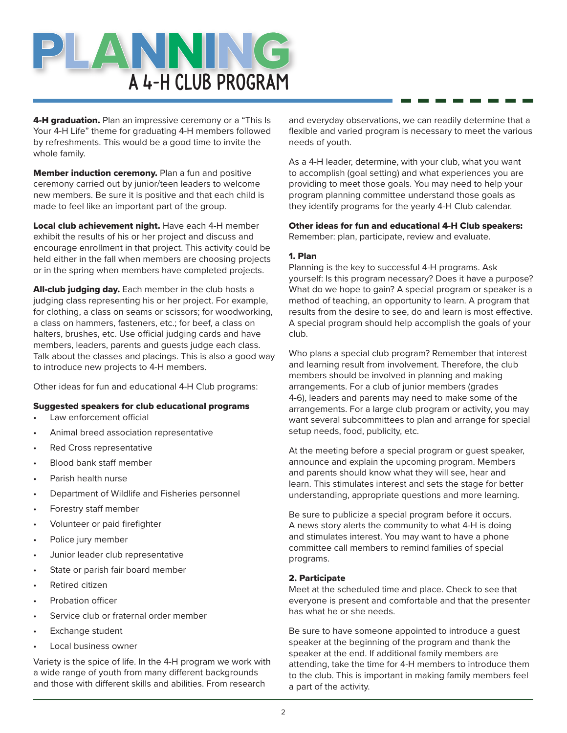# PLANNING A 4-H CLUB PROGRAM

**4-H graduation.** Plan an impressive ceremony or a "This Is Your 4-H Life" theme for graduating 4-H members followed by refreshments. This would be a good time to invite the whole family.

**Member induction ceremony.** Plan a fun and positive ceremony carried out by junior/teen leaders to welcome new members. Be sure it is positive and that each child is made to feel like an important part of the group.

**Local club achievement night.** Have each 4-H member exhibit the results of his or her project and discuss and encourage enrollment in that project. This activity could be held either in the fall when members are choosing projects or in the spring when members have completed projects.

**All-club judging day.** Each member in the club hosts a judging class representing his or her project. For example, for clothing, a class on seams or scissors; for woodworking, a class on hammers, fasteners, etc.; for beef, a class on halters, brushes, etc. Use official judging cards and have members, leaders, parents and guests judge each class. Talk about the classes and placings. This is also a good way to introduce new projects to 4-H members.

Other ideas for fun and educational 4-H Club programs:

**Suggested speakers for club educational programs**

- Law enforcement official
- Animal breed association representative
- Red Cross representative
- Blood bank staff member
- Parish health nurse
- Department of Wildlife and Fisheries personnel
- Forestry staff member
- Volunteer or paid firefighter
- Police jury member
- Junior leader club representative
- State or parish fair board member
- Retired citizen
- Probation officer
- Service club or fraternal order member
- Exchange student
- Local business owner

Variety is the spice of life. In the 4-H program we work with a wide range of youth from many different backgrounds and those with different skills and abilities. From research and everyday observations, we can readily determine that a flexible and varied program is necessary to meet the various needs of youth.

As a 4-H leader, determine, with your club, what you want to accomplish (goal setting) and what experiences you are providing to meet those goals. You may need to help your program planning committee understand those goals as they identify programs for the yearly 4-H Club calendar.

**Other ideas for fun and educational 4-H Club speakers:**
Remember: plan, participate, review and evaluate.

**1. Plan**
Planning is the key to successful 4-H programs. Ask yourself: Is this program necessary? Does it have a purpose? What do we hope to gain? A special program or speaker is a method of teaching, an opportunity to learn. A program that results from the desire to see, do and learn is most effective. A special program should help accomplish the goals of your club.

Who plans a special club program? Remember that interest and learning result from involvement. Therefore, the club members should be involved in planning and making arrangements. For a club of junior members (grades 4-6), leaders and parents may need to make some of the arrangements. For a large club program or activity, you may want several subcommittees to plan and arrange for special setup needs, food, publicity, etc.

At the meeting before a special program or guest speaker, announce and explain the upcoming program. Members and parents should know what they will see, hear and learn. This stimulates interest and sets the stage for better understanding, appropriate questions and more learning.

Be sure to publicize a special program before it occurs. A news story alerts the community to what 4-H is doing and stimulates interest. You may want to have a phone committee call members to remind families of special programs.

**2. Participate**
Meet at the scheduled time and place. Check to see that everyone is present and comfortable and that the presenter has what he or she needs.

Be sure to have someone appointed to introduce a guest speaker at the beginning of the program and thank the speaker at the end. If additional family members are attending, take the time for 4-H members to introduce them to the club. This is important in making family members feel a part of the activity.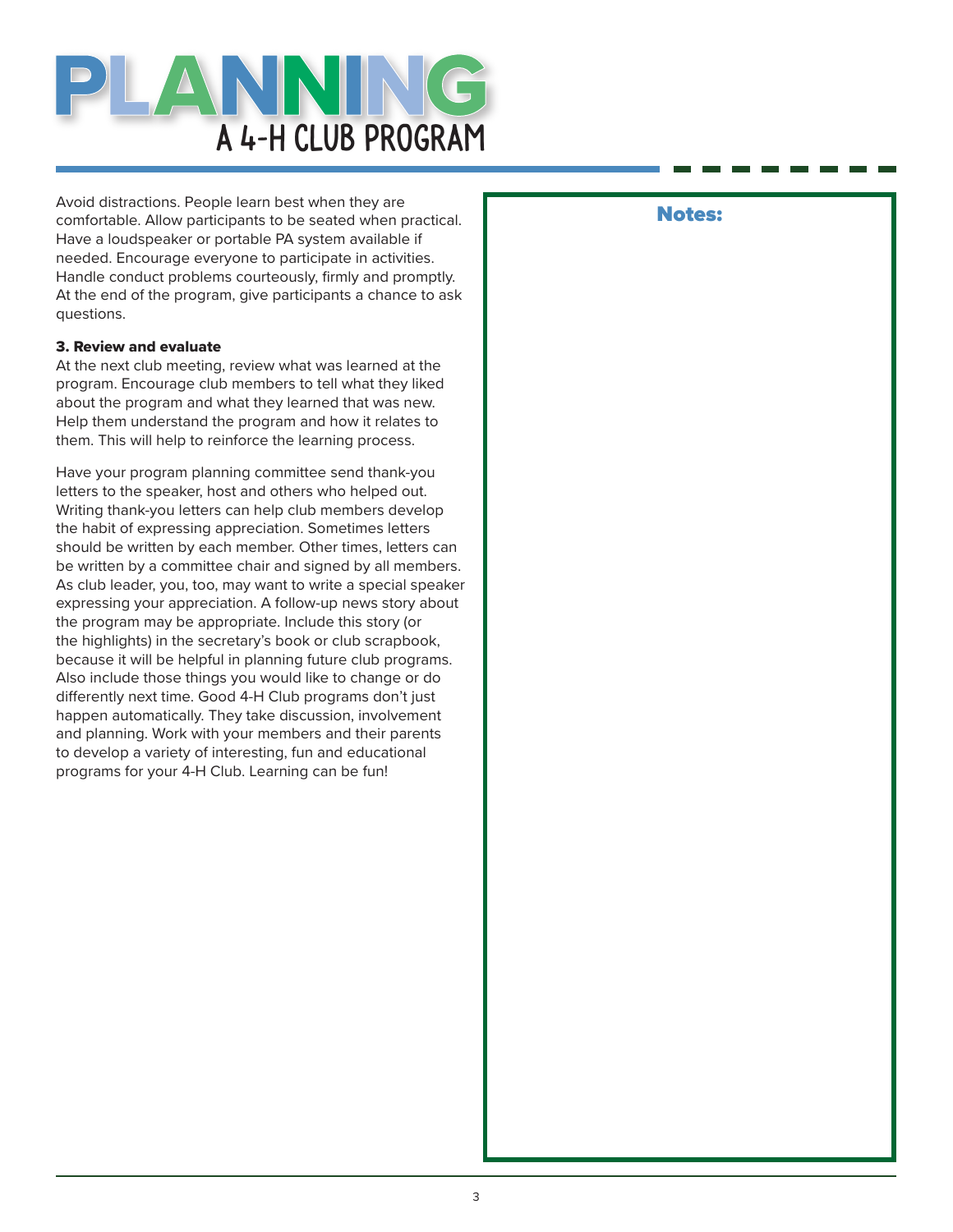Avoid distractions. People learn best when they are comfortable. Allow participants to be seated when practical. Have a loudspeaker or portable PA system available if needed. Encourage everyone to participate in activities. Handle conduct problems courteously, firmly and promptly. At the end of the program, give participants a chance to ask questions.

### 3. Review and evaluate

At the next club meeting, review what was learned at the program. Encourage club members to tell what they liked about the program and what they learned that was new. Help them understand the program and how it relates to them. This will help to reinforce the learning process.

Have your program planning committee send thank-you letters to the speaker, host and others who helped out. Writing thank-you letters can help club members develop the habit of expressing appreciation. Sometimes letters should be written by each member. Other times, letters can be written by a committee chair and signed by all members. As club leader, you, too, may want to write a special speaker expressing your appreciation. A follow-up news story about the program may be appropriate. Include this story (or the highlights) in the secretary's book or club scrapbook, because it will be helpful in planning future club programs. Also include those things you would like to change or do differently next time. Good 4-H Club programs don't just happen automatically. They take discussion, involvement and planning. Work with your members and their parents to develop a variety of interesting, fun and educational programs for your 4-H Club. Learning can be fun!

**Notes:**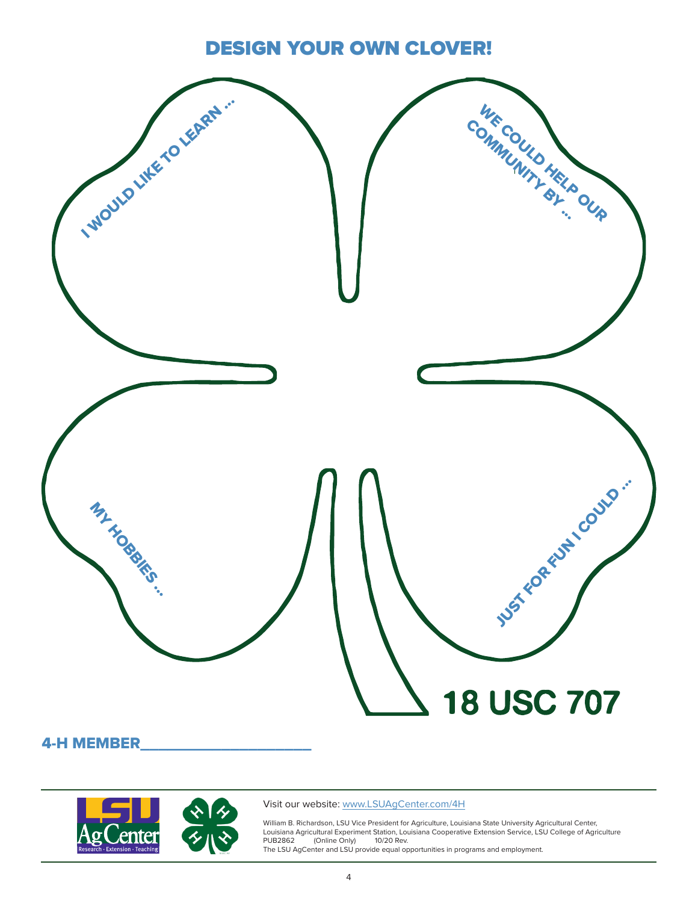# DESIGN YOUR OWN CLOVER!

I WOULD LIKE TO LEARN ...

WE COULD HELP OUR COMMUNITY BY ...

MY HOBBIES ...

JUST FOR FUN I COULD ...

18 USC 707

**4-H MEMBER**\_\_\_\_\_\_\_\_\_\_\_\_\_\_\_\_\_\_\_\_\_\_

Visit our website: www.LSUAgCenter.com/4H

William B. Richardson, LSU Vice President for Agriculture, Louisiana State University Agricultural Center, Louisiana Agricultural Experiment Station, Louisiana Cooperative Extension Service, LSU College of Agriculture
PUB2862 (Online Only) 10/20 Rev.
The LSU AgCenter and LSU provide equal opportunities in programs and employment.